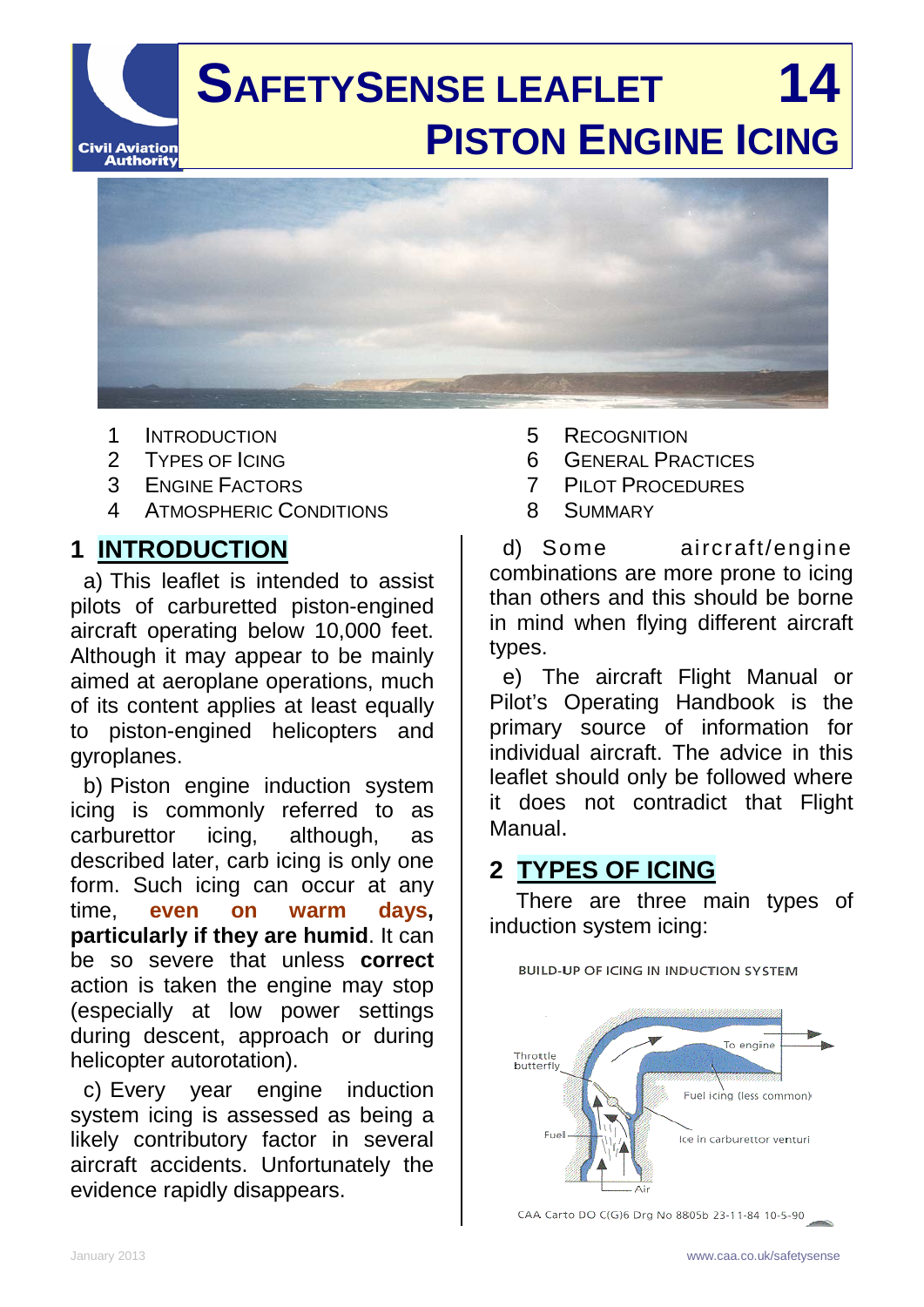# SAFETYSENSE LEAFLET 14
# PISTON ENGINE ICING

1 INTRODUCTION
2 TYPES OF ICING
3 ENGINE FACTORS
4 ATMOSPHERIC CONDITIONS
5 RECOGNITION
6 GENERAL PRACTICES
7 PILOT PROCEDURES
8 SUMMARY

## 1 INTRODUCTION

a) This leaflet is intended to assist pilots of carburetted piston-engined aircraft operating below 10,000 feet. Although it may appear to be mainly aimed at aeroplane operations, much of its content applies at least equally to piston-engined helicopters and gyroplanes.

b) Piston engine induction system icing is commonly referred to as carburettor icing, although, as described later, carb icing is only one form. Such icing can occur at any time, **even on warm days, particularly if they are humid**. It can be so severe that unless **correct** action is taken the engine may stop (especially at low power settings during descent, approach or during helicopter autorotation).

c) Every year engine induction system icing is assessed as being a likely contributory factor in several aircraft accidents. Unfortunately the evidence rapidly disappears.

d) Some aircraft/engine combinations are more prone to icing than others and this should be borne in mind when flying different aircraft types.

e) The aircraft Flight Manual or Pilot's Operating Handbook is the primary source of information for individual aircraft. The advice in this leaflet should only be followed where it does not contradict that Flight Manual.

## 2 TYPES OF ICING

There are three main types of induction system icing:

BUILD-UP OF ICING IN INDUCTION SYSTEM

Throttle butterfly — To engine — Fuel icing (less common) — Fuel — Ice in carburettor venturi — Air

CAA Carto DO C(G)6 Drg No 8805b 23-11-84 10-5-90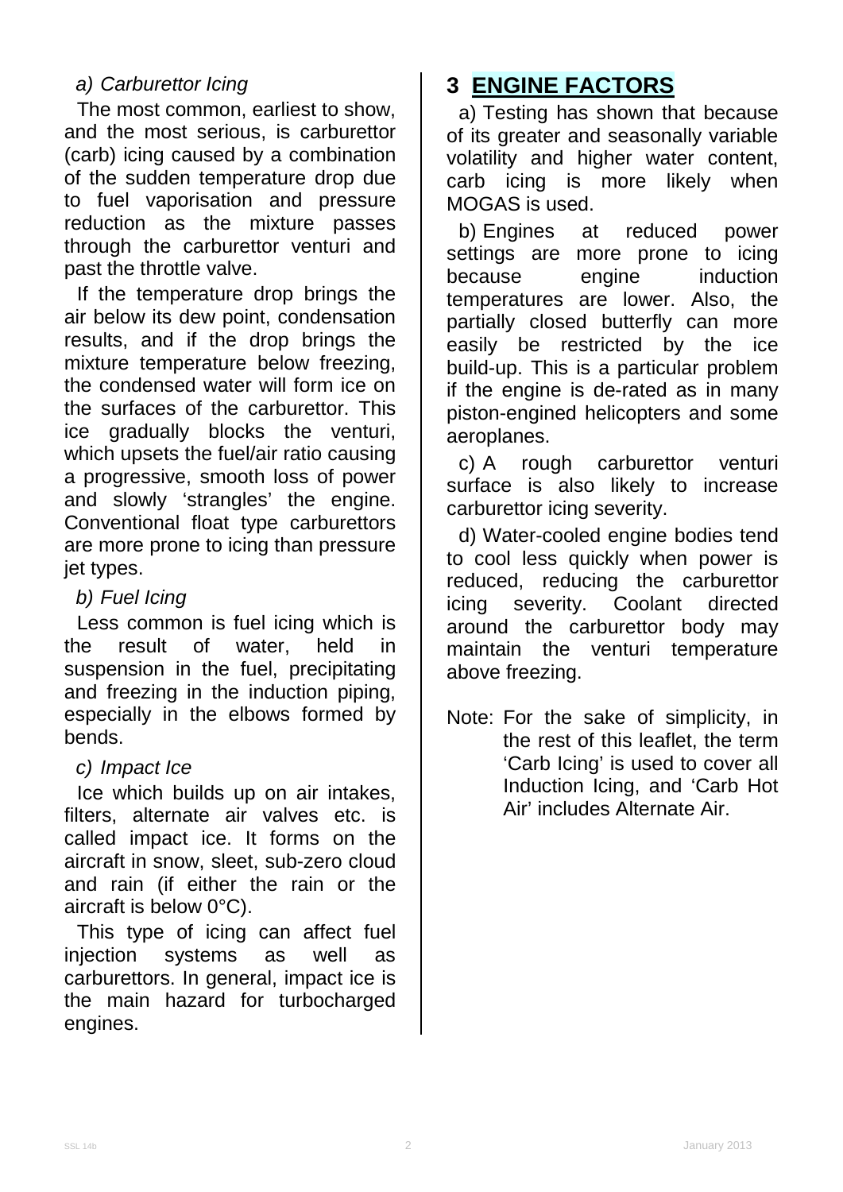*a) Carburettor Icing*

The most common, earliest to show, and the most serious, is carburettor (carb) icing caused by a combination of the sudden temperature drop due to fuel vaporisation and pressure reduction as the mixture passes through the carburettor venturi and past the throttle valve.

If the temperature drop brings the air below its dew point, condensation results, and if the drop brings the mixture temperature below freezing, the condensed water will form ice on the surfaces of the carburettor. This ice gradually blocks the venturi, which upsets the fuel/air ratio causing a progressive, smooth loss of power and slowly 'strangles' the engine. Conventional float type carburettors are more prone to icing than pressure jet types.

*b) Fuel Icing*

Less common is fuel icing which is the result of water, held in suspension in the fuel, precipitating and freezing in the induction piping, especially in the elbows formed by bends.

*c) Impact Ice*

Ice which builds up on air intakes, filters, alternate air valves etc. is called impact ice. It forms on the aircraft in snow, sleet, sub-zero cloud and rain (if either the rain or the aircraft is below 0°C).

This type of icing can affect fuel injection systems as well as carburettors. In general, impact ice is the main hazard for turbocharged engines.

## 3 ENGINE FACTORS

a) Testing has shown that because of its greater and seasonally variable volatility and higher water content, carb icing is more likely when MOGAS is used.

b) Engines at reduced power settings are more prone to icing because engine induction temperatures are lower. Also, the partially closed butterfly can more easily be restricted by the ice build-up. This is a particular problem if the engine is de-rated as in many piston-engined helicopters and some aeroplanes.

c) A rough carburettor venturi surface is also likely to increase carburettor icing severity.

d) Water-cooled engine bodies tend to cool less quickly when power is reduced, reducing the carburettor icing severity. Coolant directed around the carburettor body may maintain the venturi temperature above freezing.

Note: For the sake of simplicity, in the rest of this leaflet, the term 'Carb Icing' is used to cover all Induction Icing, and 'Carb Hot Air' includes Alternate Air.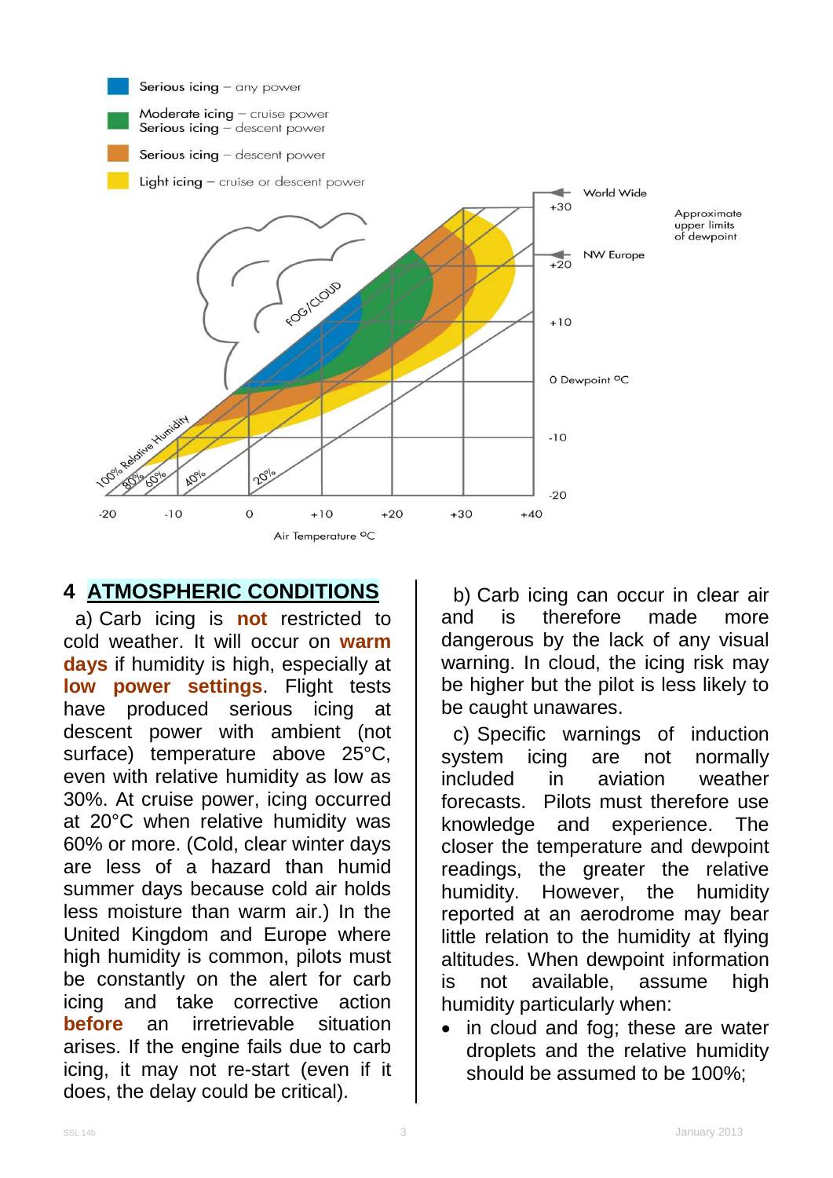Serious icing – any power

Moderate icing – cruise power
Serious icing – descent power

Serious icing – descent power

Light icing – cruise or descent power

World Wide

NW Europe

Approximate upper limits of dewpoint

FOG/CLOUD

100% Relative Humidity, 80%, 60%, 40%, 20%

+30, +20, +10, 0 Dewpoint °C, -10, -20

-20, -10, 0, +10, +20, +30, +40

Air Temperature °C

## 4 ATMOSPHERIC CONDITIONS

a) Carb icing is **not** restricted to cold weather. It will occur on **warm days** if humidity is high, especially at **low power settings**. Flight tests have produced serious icing at descent power with ambient (not surface) temperature above 25°C, even with relative humidity as low as 30%. At cruise power, icing occurred at 20°C when relative humidity was 60% or more. (Cold, clear winter days are less of a hazard than humid summer days because cold air holds less moisture than warm air.) In the United Kingdom and Europe where high humidity is common, pilots must be constantly on the alert for carb icing and take corrective action **before** an irretrievable situation arises. If the engine fails due to carb icing, it may not re-start (even if it does, the delay could be critical).

b) Carb icing can occur in clear air and is therefore made more dangerous by the lack of any visual warning. In cloud, the icing risk may be higher but the pilot is less likely to be caught unawares.

c) Specific warnings of induction system icing are not normally included in aviation weather forecasts. Pilots must therefore use knowledge and experience. The closer the temperature and dewpoint readings, the greater the relative humidity. However, the humidity reported at an aerodrome may bear little relation to the humidity at flying altitudes. When dewpoint information is not available, assume high humidity particularly when:

- in cloud and fog; these are water droplets and the relative humidity should be assumed to be 100%;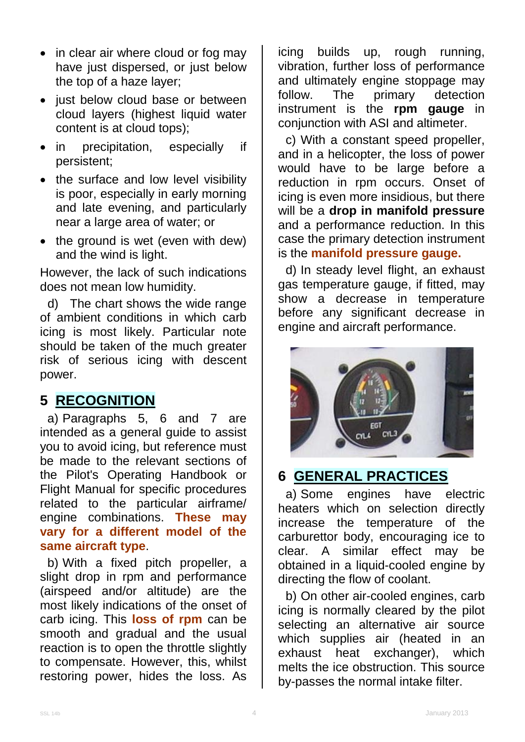- in clear air where cloud or fog may have just dispersed, or just below the top of a haze layer;
- just below cloud base or between cloud layers (highest liquid water content is at cloud tops);
- in precipitation, especially if persistent;
- the surface and low level visibility is poor, especially in early morning and late evening, and particularly near a large area of water; or
- the ground is wet (even with dew) and the wind is light.

However, the lack of such indications does not mean low humidity.

d) The chart shows the wide range of ambient conditions in which carb icing is most likely. Particular note should be taken of the much greater risk of serious icing with descent power.

## 5 RECOGNITION

a) Paragraphs 5, 6 and 7 are intended as a general guide to assist you to avoid icing, but reference must be made to the relevant sections of the Pilot's Operating Handbook or Flight Manual for specific procedures related to the particular airframe/ engine combinations. **These may vary for a different model of the same aircraft type**.

b) With a fixed pitch propeller, a slight drop in rpm and performance (airspeed and/or altitude) are the most likely indications of the onset of carb icing. This **loss of rpm** can be smooth and gradual and the usual reaction is to open the throttle slightly to compensate. However, this, whilst restoring power, hides the loss. As icing builds up, rough running, vibration, further loss of performance and ultimately engine stoppage may follow. The primary detection instrument is the **rpm gauge** in conjunction with ASI and altimeter.

c) With a constant speed propeller, and in a helicopter, the loss of power would have to be large before a reduction in rpm occurs. Onset of icing is even more insidious, but there will be a **drop in manifold pressure** and a performance reduction. In this case the primary detection instrument is the **manifold pressure gauge.**

d) In steady level flight, an exhaust gas temperature gauge, if fitted, may show a decrease in temperature before any significant decrease in engine and aircraft performance.

## 6 GENERAL PRACTICES

a) Some engines have electric heaters which on selection directly increase the temperature of the carburettor body, encouraging ice to clear. A similar effect may be obtained in a liquid-cooled engine by directing the flow of coolant.

b) On other air-cooled engines, carb icing is normally cleared by the pilot selecting an alternative air source which supplies air (heated in an exhaust heat exchanger), which melts the ice obstruction. This source by-passes the normal intake filter.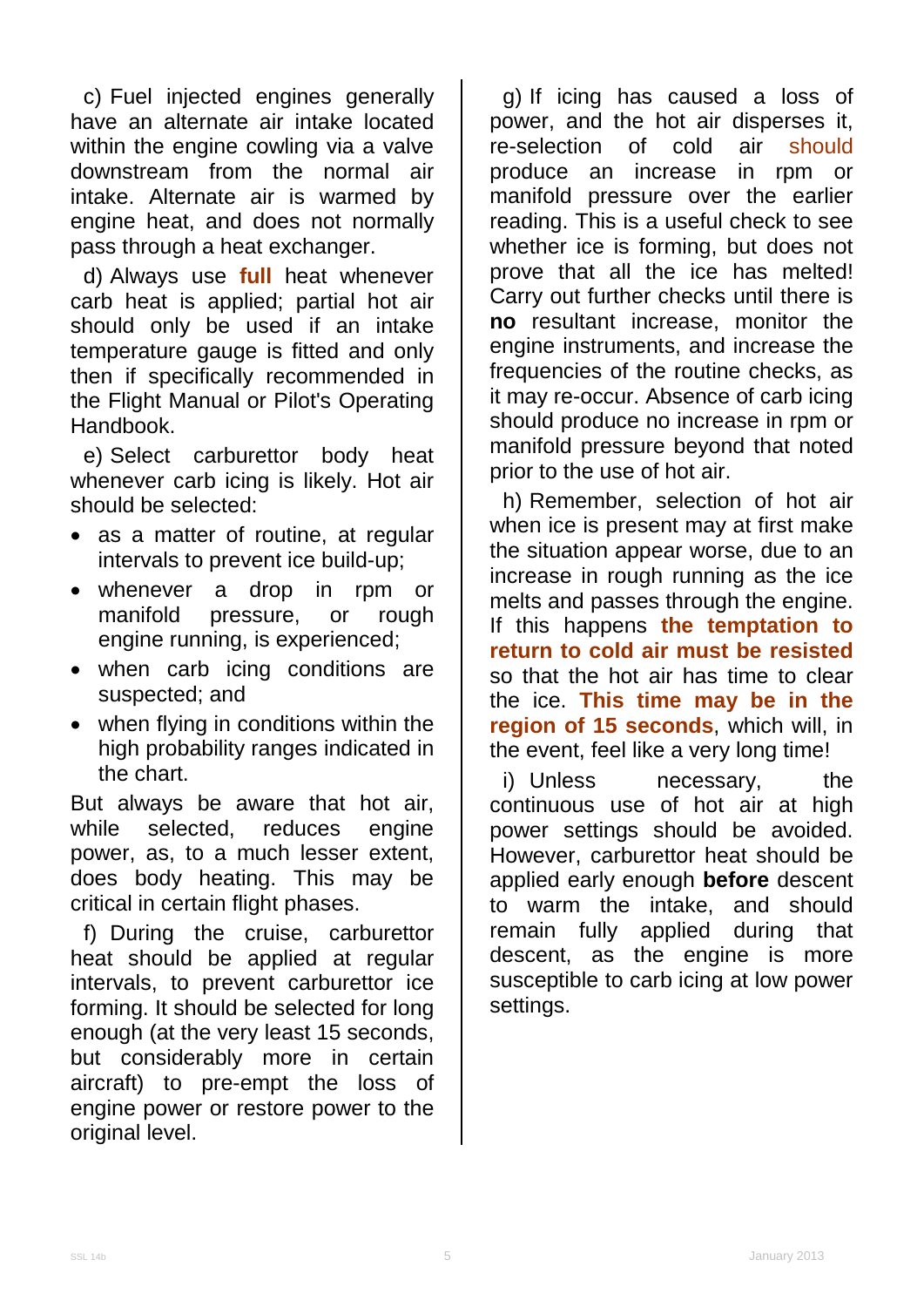c) Fuel injected engines generally have an alternate air intake located within the engine cowling via a valve downstream from the normal air intake. Alternate air is warmed by engine heat, and does not normally pass through a heat exchanger.

d) Always use **full** heat whenever carb heat is applied; partial hot air should only be used if an intake temperature gauge is fitted and only then if specifically recommended in the Flight Manual or Pilot's Operating Handbook.

e) Select carburettor body heat whenever carb icing is likely. Hot air should be selected:

- as a matter of routine, at regular intervals to prevent ice build-up;
- whenever a drop in rpm or manifold pressure, or rough engine running, is experienced;
- when carb icing conditions are suspected; and
- when flying in conditions within the high probability ranges indicated in the chart.

But always be aware that hot air, while selected, reduces engine power, as, to a much lesser extent, does body heating. This may be critical in certain flight phases.

f) During the cruise, carburettor heat should be applied at regular intervals, to prevent carburettor ice forming. It should be selected for long enough (at the very least 15 seconds, but considerably more in certain aircraft) to pre-empt the loss of engine power or restore power to the original level.

g) If icing has caused a loss of power, and the hot air disperses it, re-selection of cold air should produce an increase in rpm or manifold pressure over the earlier reading. This is a useful check to see whether ice is forming, but does not prove that all the ice has melted! Carry out further checks until there is **no** resultant increase, monitor the engine instruments, and increase the frequencies of the routine checks, as it may re-occur. Absence of carb icing should produce no increase in rpm or manifold pressure beyond that noted prior to the use of hot air.

h) Remember, selection of hot air when ice is present may at first make the situation appear worse, due to an increase in rough running as the ice melts and passes through the engine. If this happens **the temptation to return to cold air must be resisted** so that the hot air has time to clear the ice. **This time may be in the region of 15 seconds**, which will, in the event, feel like a very long time!

i) Unless necessary, the continuous use of hot air at high power settings should be avoided. However, carburettor heat should be applied early enough **before** descent to warm the intake, and should remain fully applied during that descent, as the engine is more susceptible to carb icing at low power settings.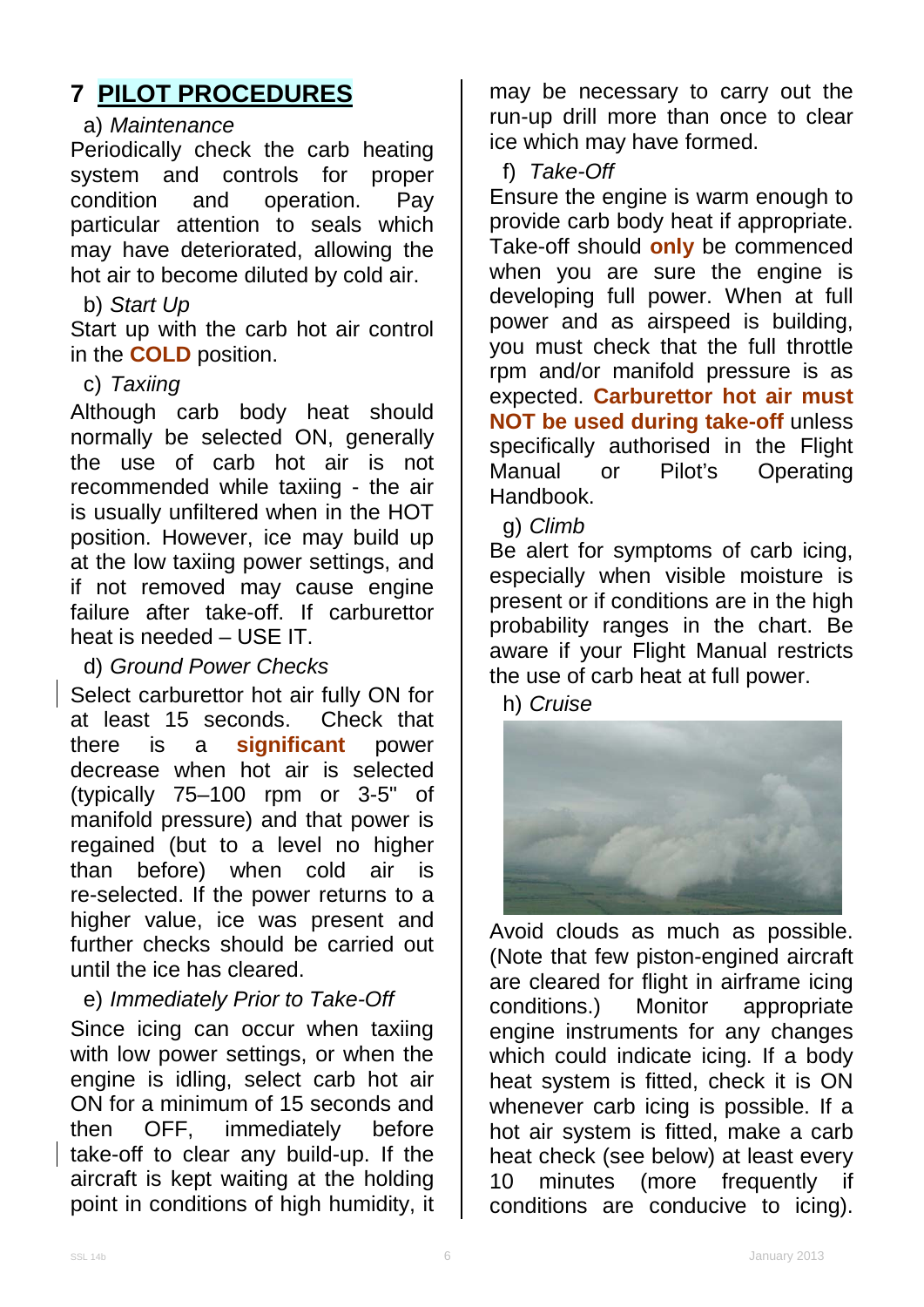# 7 PILOT PROCEDURES

a) *Maintenance*

Periodically check the carb heating system and controls for proper condition and operation. Pay particular attention to seals which may have deteriorated, allowing the hot air to become diluted by cold air.

b) *Start Up*

Start up with the carb hot air control in the **COLD** position.

c) *Taxiing*

Although carb body heat should normally be selected ON, generally the use of carb hot air is not recommended while taxiing - the air is usually unfiltered when in the HOT position. However, ice may build up at the low taxiing power settings, and if not removed may cause engine failure after take-off. If carburettor heat is needed – USE IT.

d) *Ground Power Checks*

Select carburettor hot air fully ON for at least 15 seconds. Check that there is a **significant** power decrease when hot air is selected (typically 75–100 rpm or 3-5" of manifold pressure) and that power is regained (but to a level no higher than before) when cold air is re-selected. If the power returns to a higher value, ice was present and further checks should be carried out until the ice has cleared.

e) *Immediately Prior to Take-Off*

Since icing can occur when taxiing with low power settings, or when the engine is idling, select carb hot air ON for a minimum of 15 seconds and then OFF, immediately before take-off to clear any build-up. If the aircraft is kept waiting at the holding point in conditions of high humidity, it may be necessary to carry out the run-up drill more than once to clear ice which may have formed.

f) *Take-Off*

Ensure the engine is warm enough to provide carb body heat if appropriate. Take-off should **only** be commenced when you are sure the engine is developing full power. When at full power and as airspeed is building, you must check that the full throttle rpm and/or manifold pressure is as expected. **Carburettor hot air must NOT be used during take-off** unless specifically authorised in the Flight Manual or Pilot's Operating Handbook.

g) *Climb*

Be alert for symptoms of carb icing, especially when visible moisture is present or if conditions are in the high probability ranges in the chart. Be aware if your Flight Manual restricts the use of carb heat at full power.

h) *Cruise*

Avoid clouds as much as possible. (Note that few piston-engined aircraft are cleared for flight in airframe icing conditions.) Monitor appropriate engine instruments for any changes which could indicate icing. If a body heat system is fitted, check it is ON whenever carb icing is possible. If a hot air system is fitted, make a carb heat check (see below) at least every 10 minutes (more frequently if conditions are conducive to icing).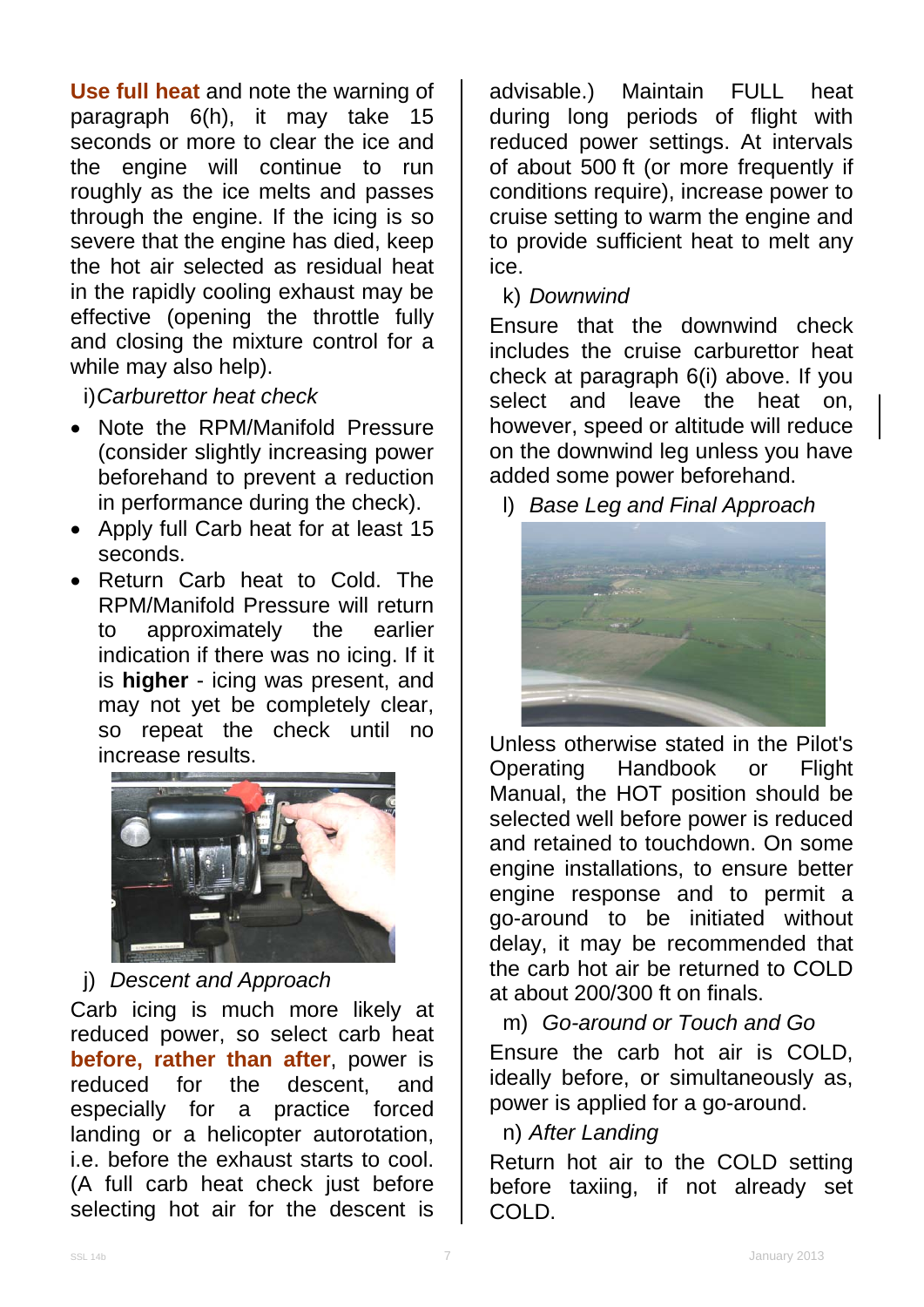**Use full heat** and note the warning of paragraph 6(h), it may take 15 seconds or more to clear the ice and the engine will continue to run roughly as the ice melts and passes through the engine. If the icing is so severe that the engine has died, keep the hot air selected as residual heat in the rapidly cooling exhaust may be effective (opening the throttle fully and closing the mixture control for a while may also help).

i) *Carburettor heat check*

- Note the RPM/Manifold Pressure (consider slightly increasing power beforehand to prevent a reduction in performance during the check).
- Apply full Carb heat for at least 15 seconds.
- Return Carb heat to Cold. The RPM/Manifold Pressure will return to approximately the earlier indication if there was no icing. If it is **higher** - icing was present, and may not yet be completely clear, so repeat the check until no increase results.

j) *Descent and Approach*

Carb icing is much more likely at reduced power, so select carb heat **before, rather than after**, power is reduced for the descent, and especially for a practice forced landing or a helicopter autorotation, i.e. before the exhaust starts to cool. (A full carb heat check just before selecting hot air for the descent is advisable.) Maintain FULL heat during long periods of flight with reduced power settings. At intervals of about 500 ft (or more frequently if conditions require), increase power to cruise setting to warm the engine and to provide sufficient heat to melt any ice.

k) *Downwind*

Ensure that the downwind check includes the cruise carburettor heat check at paragraph 6(i) above. If you select and leave the heat on, however, speed or altitude will reduce on the downwind leg unless you have added some power beforehand.

l) *Base Leg and Final Approach*

Unless otherwise stated in the Pilot's Operating Handbook or Flight Manual, the HOT position should be selected well before power is reduced and retained to touchdown. On some engine installations, to ensure better engine response and to permit a go-around to be initiated without delay, it may be recommended that the carb hot air be returned to COLD at about 200/300 ft on finals.

m) *Go-around or Touch and Go*

Ensure the carb hot air is COLD, ideally before, or simultaneously as, power is applied for a go-around.

n) *After Landing*

Return hot air to the COLD setting before taxiing, if not already set COLD.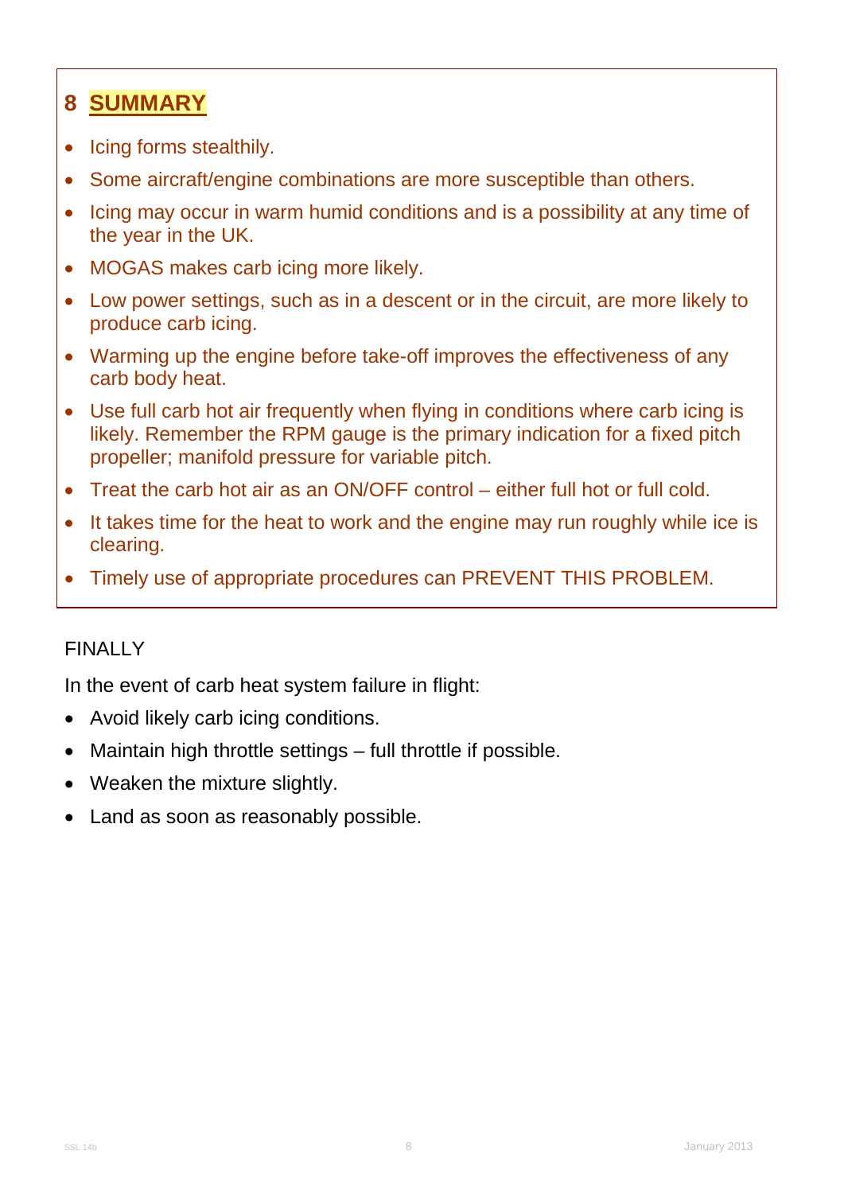## 8 SUMMARY

- Icing forms stealthily.
- Some aircraft/engine combinations are more susceptible than others.
- Icing may occur in warm humid conditions and is a possibility at any time of the year in the UK.
- MOGAS makes carb icing more likely.
- Low power settings, such as in a descent or in the circuit, are more likely to produce carb icing.
- Warming up the engine before take-off improves the effectiveness of any carb body heat.
- Use full carb hot air frequently when flying in conditions where carb icing is likely. Remember the RPM gauge is the primary indication for a fixed pitch propeller; manifold pressure for variable pitch.
- Treat the carb hot air as an ON/OFF control – either full hot or full cold.
- It takes time for the heat to work and the engine may run roughly while ice is clearing.
- Timely use of appropriate procedures can PREVENT THIS PROBLEM.

FINALLY

In the event of carb heat system failure in flight:

- Avoid likely carb icing conditions.
- Maintain high throttle settings – full throttle if possible.
- Weaken the mixture slightly.
- Land as soon as reasonably possible.